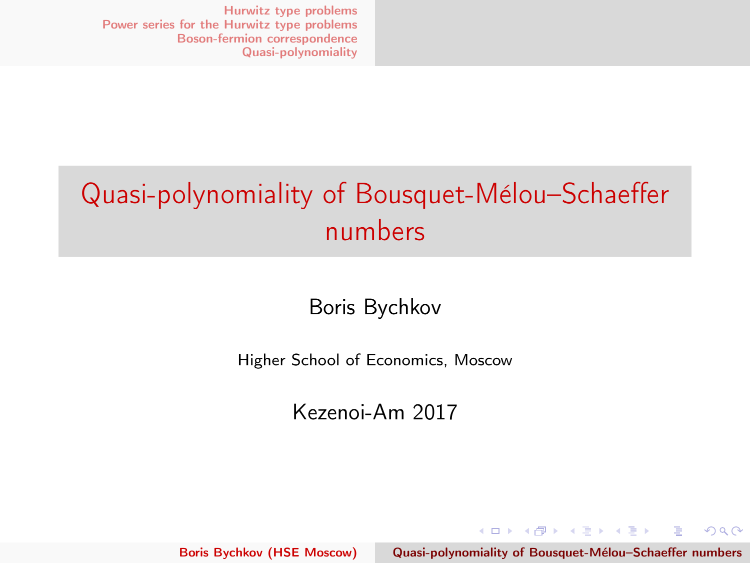# Quasi-polynomiality of Bousquet-Mélou–Schaeffer numbers

Boris Bychkov

Higher School of Economics, Moscow

Kezenoi-Am 2017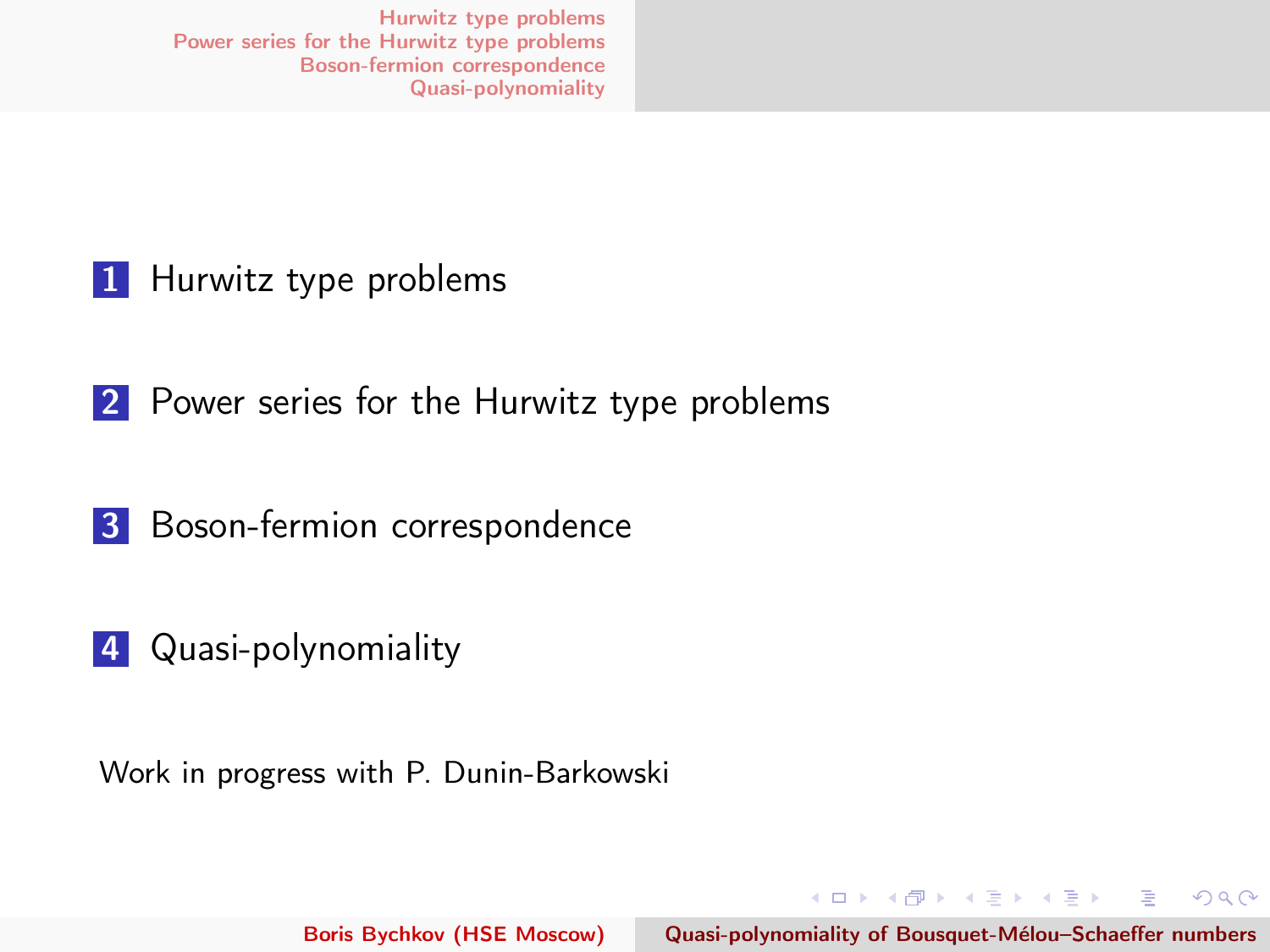1. Hurwitz type problems
2. Power series for the Hurwitz type problems
3. Boson-fermion correspondence
4. Quasi-polynomiality

Work in progress with P. Dunin-Barkowski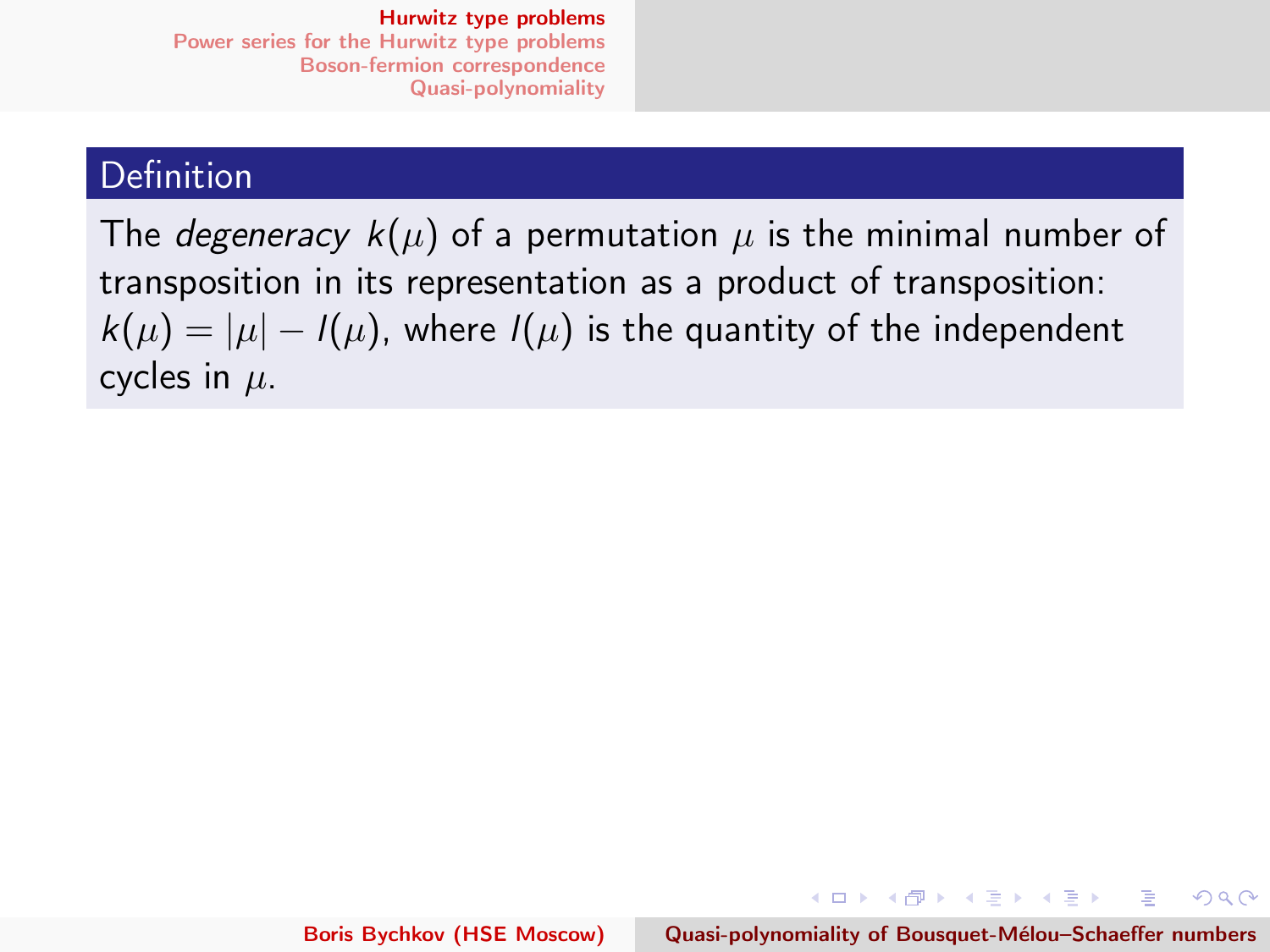### Definition

The *degeneracy* $k(\mu)$ of a permutation $\mu$ is the minimal number of transposition in its representation as a product of transposition: $k(\mu) = |\mu| - l(\mu)$, where $l(\mu)$ is the quantity of the independent cycles in $\mu$.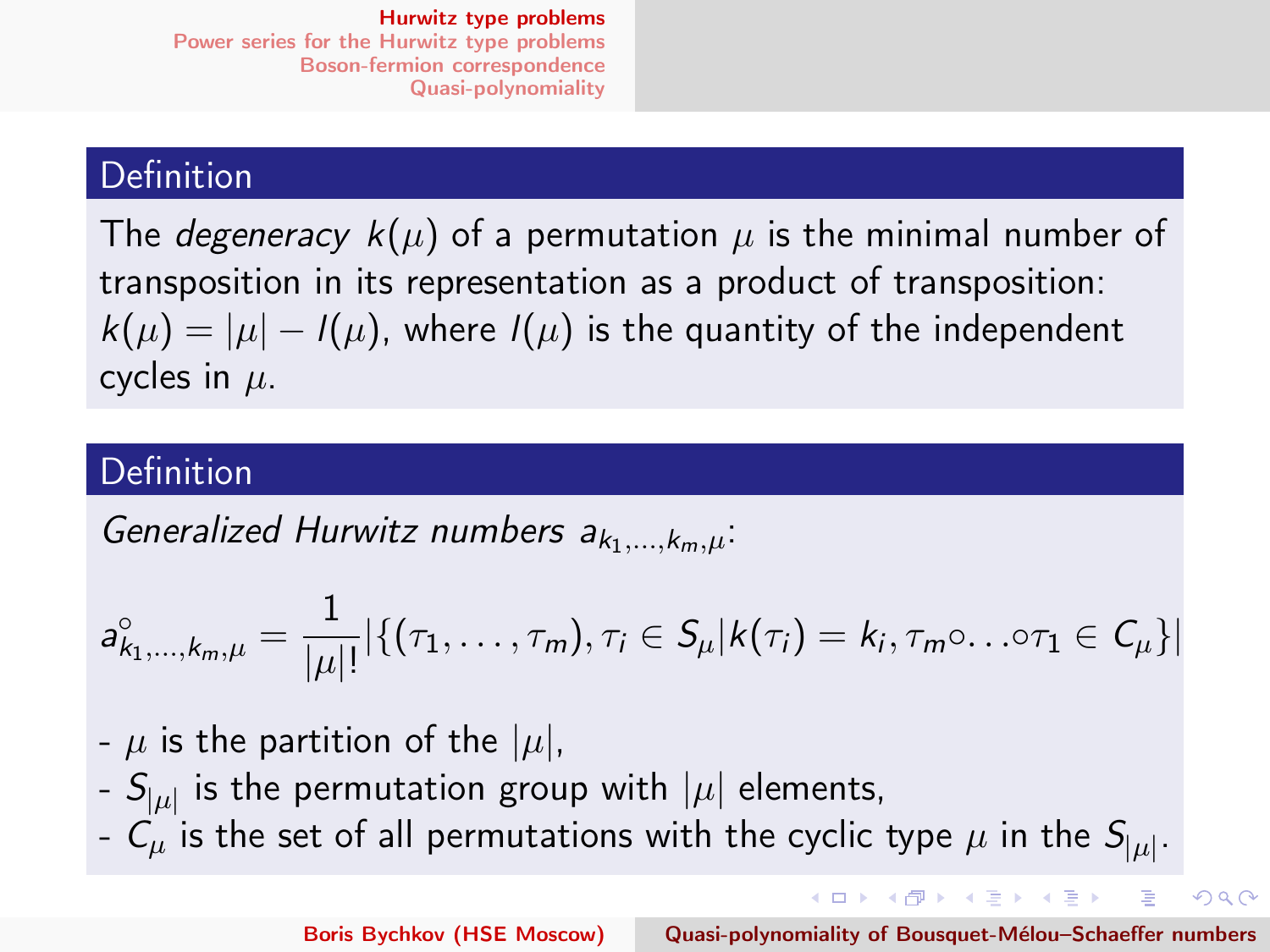### Definition

The *degeneracy* $k(\mu)$ of a permutation $\mu$ is the minimal number of transposition in its representation as a product of transposition: $k(\mu) = |\mu| - l(\mu)$, where $l(\mu)$ is the quantity of the independent cycles in $\mu$.

### Definition

*Generalized Hurwitz numbers* $a_{k_1,\ldots,k_m,\mu}$:

$$a^{\circ}_{k_1,\ldots,k_m,\mu} = \frac{1}{|\mu|!}|\{(\tau_1,\ldots,\tau_m),\tau_i \in S_\mu | k(\tau_i) = k_i, \tau_m \circ \ldots \circ \tau_1 \in C_\mu\}|$$

- $\mu$ is the partition of the $|\mu|$,
- $S_{|\mu|}$ is the permutation group with $|\mu|$ elements,
- $C_\mu$ is the set of all permutations with the cyclic type $\mu$ in the $S_{|\mu|}$.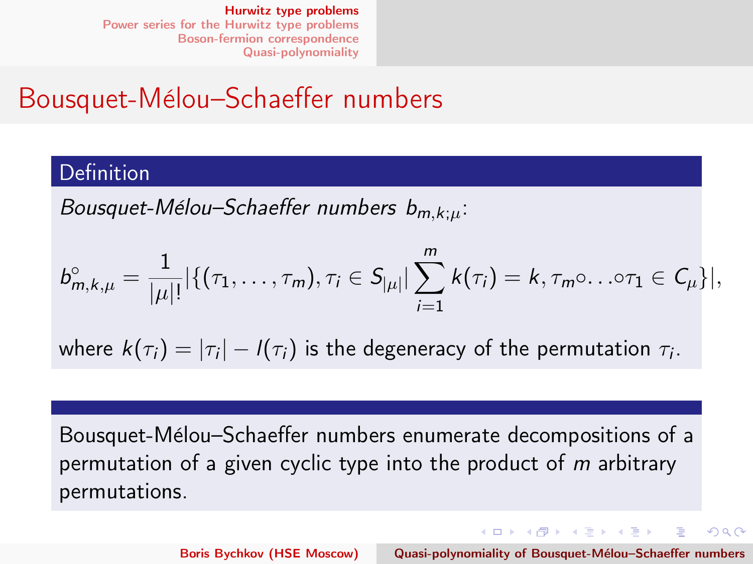# Bousquet-Mélou–Schaeffer numbers

**Definition**

*Bousquet-Mélou–Schaeffer numbers* $b_{m,k;\mu}$:

$$b^{\circ}_{m,k,\mu} = \frac{1}{|\mu|!}|\{(\tau_1,\ldots,\tau_m), \tau_i \in S_{|\mu|}| \sum_{i=1}^{m} k(\tau_i) = k, \tau_m \circ \ldots \circ \tau_1 \in C_\mu\}|,$$

where $k(\tau_i) = |\tau_i| - l(\tau_i)$ is the degeneracy of the permutation $\tau_i$.

Bousquet-Mélou–Schaeffer numbers enumerate decompositions of a permutation of a given cyclic type into the product of $m$ arbitrary permutations.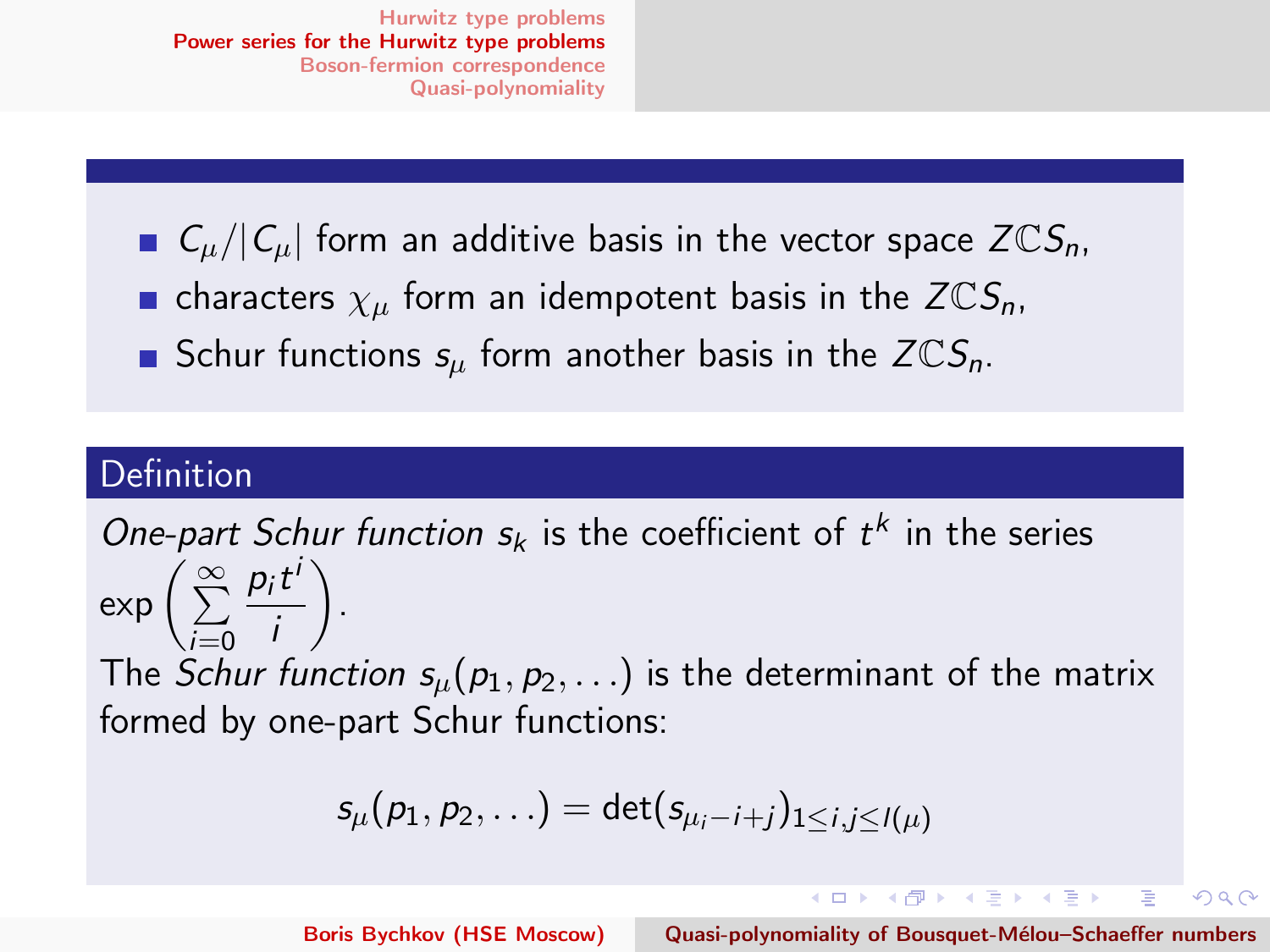- $C_\mu/|C_\mu|$ form an additive basis in the vector space $Z\mathbb{C}S_n$,
- characters $\chi_\mu$ form an idempotent basis in the $Z\mathbb{C}S_n$,
- Schur functions $s_\mu$ form another basis in the $Z\mathbb{C}S_n$.

## Definition

*One-part Schur function* $s_k$ is the coefficient of $t^k$ in the series $\exp\left(\sum_{i=0}^{\infty} \frac{p_i t^i}{i}\right)$.

The *Schur function* $s_\mu(p_1, p_2, \ldots)$ is the determinant of the matrix formed by one-part Schur functions:

$$s_\mu(p_1, p_2, \ldots) = \det(s_{\mu_i - i + j})_{1 \le i,j \le l(\mu)}$$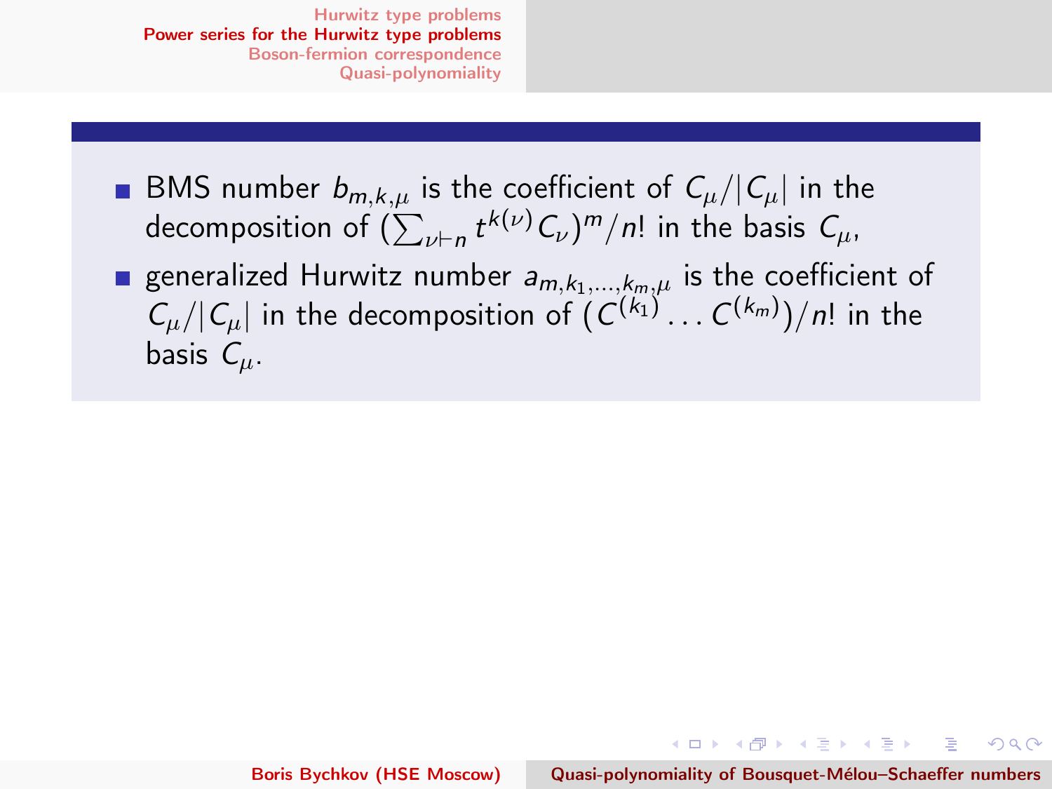- BMS number $b_{m,k,\mu}$ is the coefficient of $C_\mu/|C_\mu|$ in the decomposition of $(\sum_{\nu\vdash n} t^{k(\nu)} C_\nu)^m/n!$ in the basis $C_\mu$,
- generalized Hurwitz number $a_{m,k_1,\dots,k_m,\mu}$ is the coefficient of $C_\mu/|C_\mu|$ in the decomposition of $(C^{(k_1)}\dots C^{(k_m)})/n!$ in the basis $C_\mu$.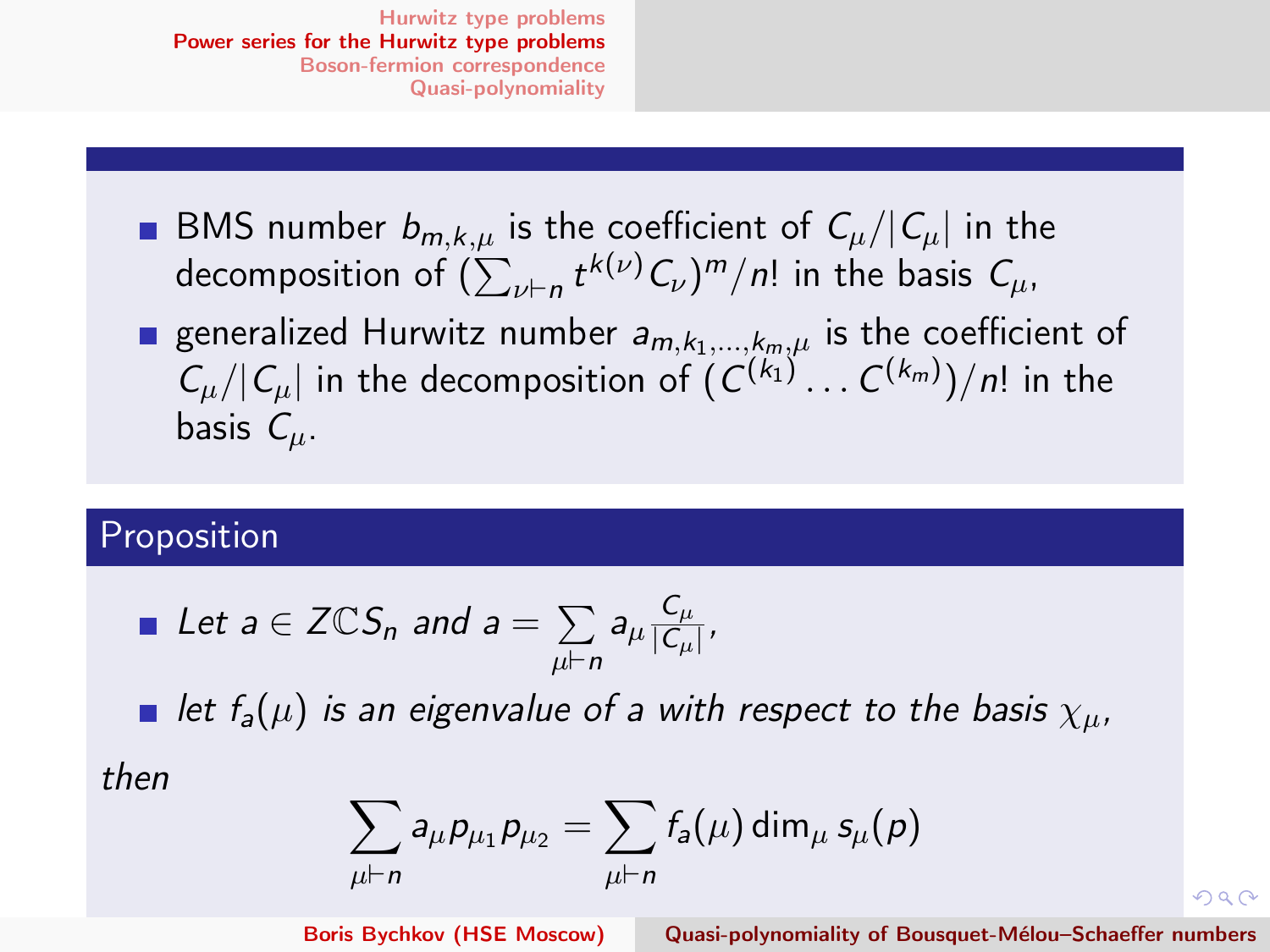- BMS number $b_{m,k,\mu}$ is the coefficient of $C_\mu/|C_\mu|$ in the decomposition of $(\sum_{\nu\vdash n} t^{k(\nu)} C_\nu)^m/n!$ in the basis $C_\mu$,
- generalized Hurwitz number $a_{m,k_1,\dots,k_m,\mu}$ is the coefficient of $C_\mu/|C_\mu|$ in the decomposition of $(C^{(k_1)}\dots C^{(k_m)})/n!$ in the basis $C_\mu$.

## Proposition

- *Let* $a \in Z\mathbb{C}S_n$ *and* $a = \sum_{\mu\vdash n} a_\mu \frac{C_\mu}{|C_\mu|}$,
- *let* $f_a(\mu)$ *is an eigenvalue of* $a$ *with respect to the basis* $\chi_\mu$,

*then*

$$\sum_{\mu\vdash n} a_\mu p_{\mu_1} p_{\mu_2} = \sum_{\mu\vdash n} f_a(\mu) \dim_\mu s_\mu(p)$$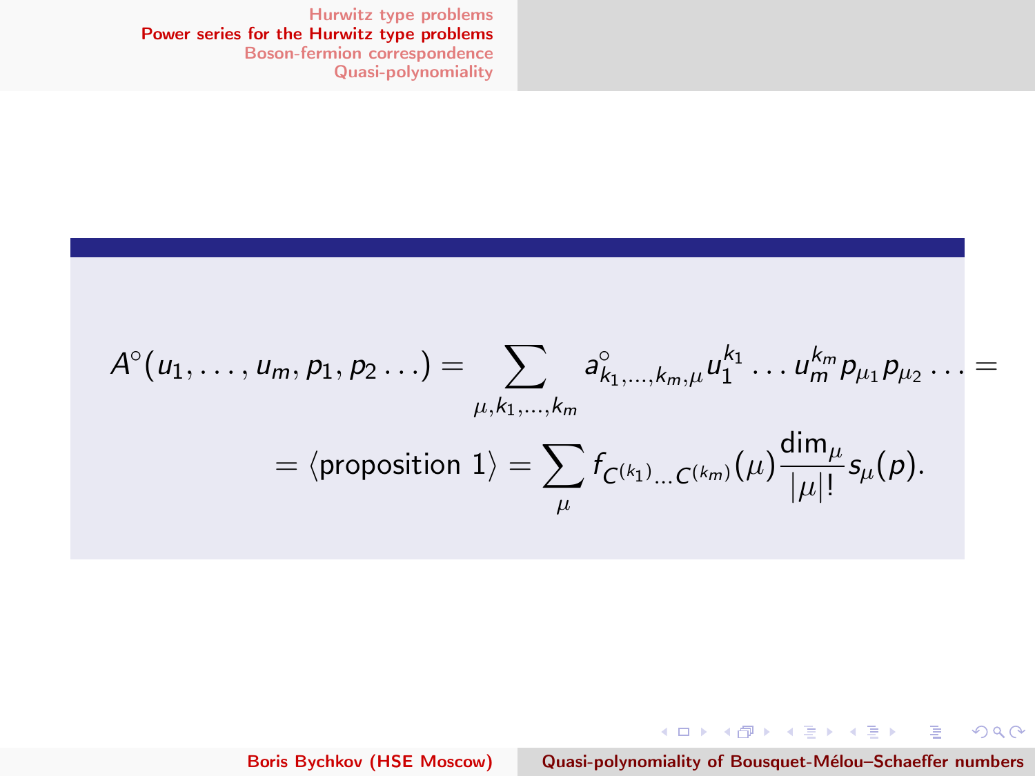$$A^{\circ}(u_1,\dots,u_m,p_1,p_2\dots) = \sum_{\mu,k_1,\dots,k_m} a^{\circ}_{k_1,\dots,k_m,\mu} u_1^{k_1}\dots u_m^{k_m} p_{\mu_1}p_{\mu_2}\dots =$$

$$= \langle \text{proposition } 1 \rangle = \sum_{\mu} f_{C^{(k_1)}\dots C^{(k_m)}}(\mu) \frac{\dim_\mu}{|\mu|!} s_\mu(p).$$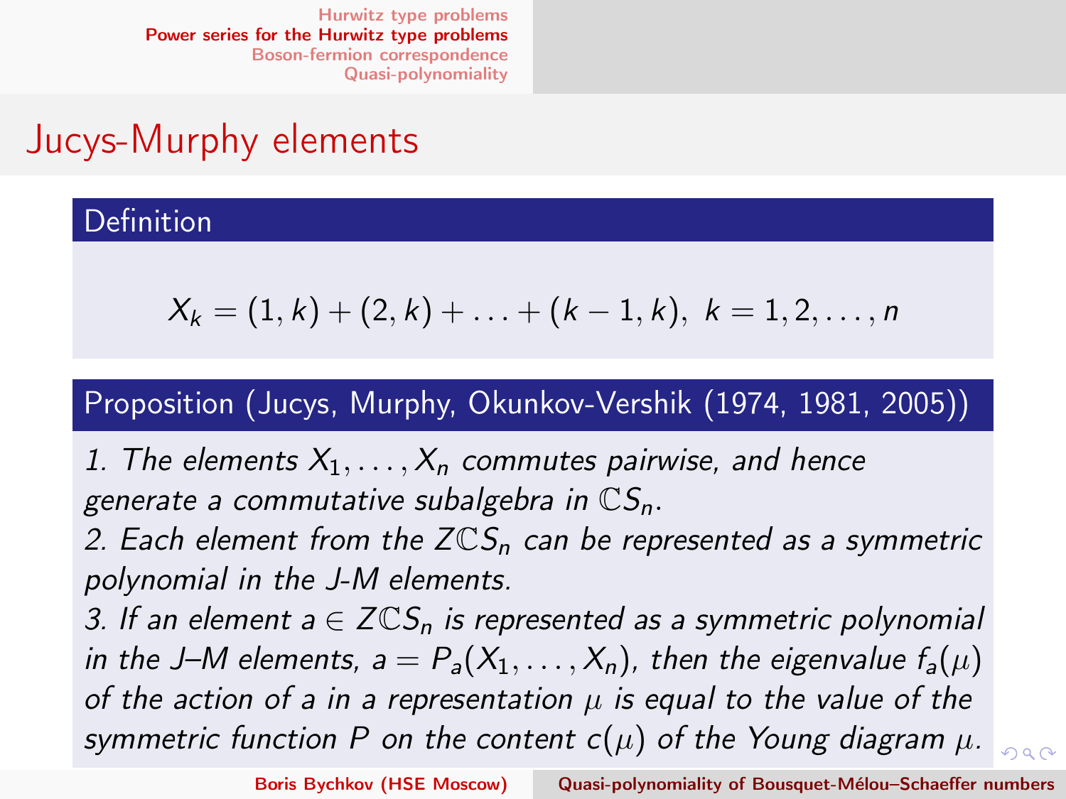# Jucys-Murphy elements

**Definition**

$$X_k = (1,k) + (2,k) + \ldots + (k-1,k), \; k = 1, 2, \ldots, n$$

**Proposition (Jucys, Murphy, Okunkov-Vershik (1974, 1981, 2005))**

*1. The elements $X_1, \ldots, X_n$ commutes pairwise, and hence generate a commutative subalgebra in $\mathbb{C}S_n$.*
*2. Each element from the $Z\mathbb{C}S_n$ can be represented as a symmetric polynomial in the J-M elements.*
*3. If an element $a \in Z\mathbb{C}S_n$ is represented as a symmetric polynomial in the J–M elements, $a = P_a(X_1, \ldots, X_n)$, then the eigenvalue $f_a(\mu)$ of the action of a in a representation $\mu$ is equal to the value of the symmetric function $P$ on the content $c(\mu)$ of the Young diagram $\mu$.*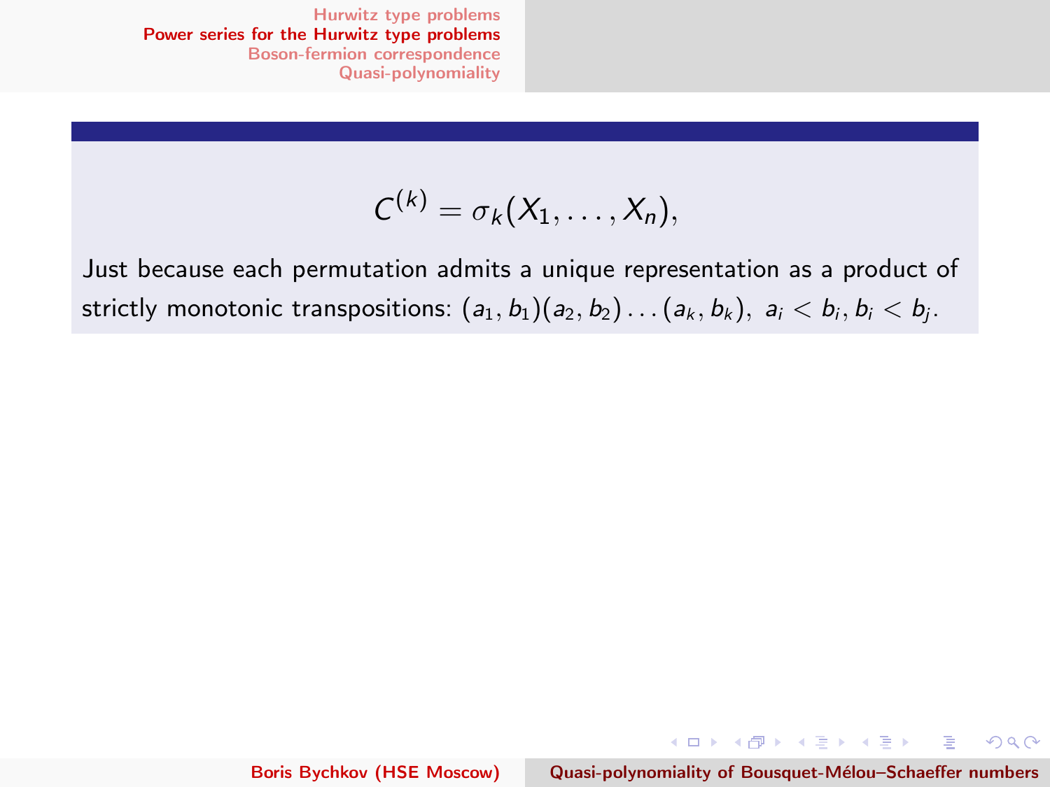$$C^{(k)} = \sigma_k(X_1, \ldots, X_n),$$

Just because each permutation admits a unique representation as a product of strictly monotonic transpositions: $(a_1, b_1)(a_2, b_2)\ldots(a_k, b_k),\ a_i < b_i, b_i < b_j$.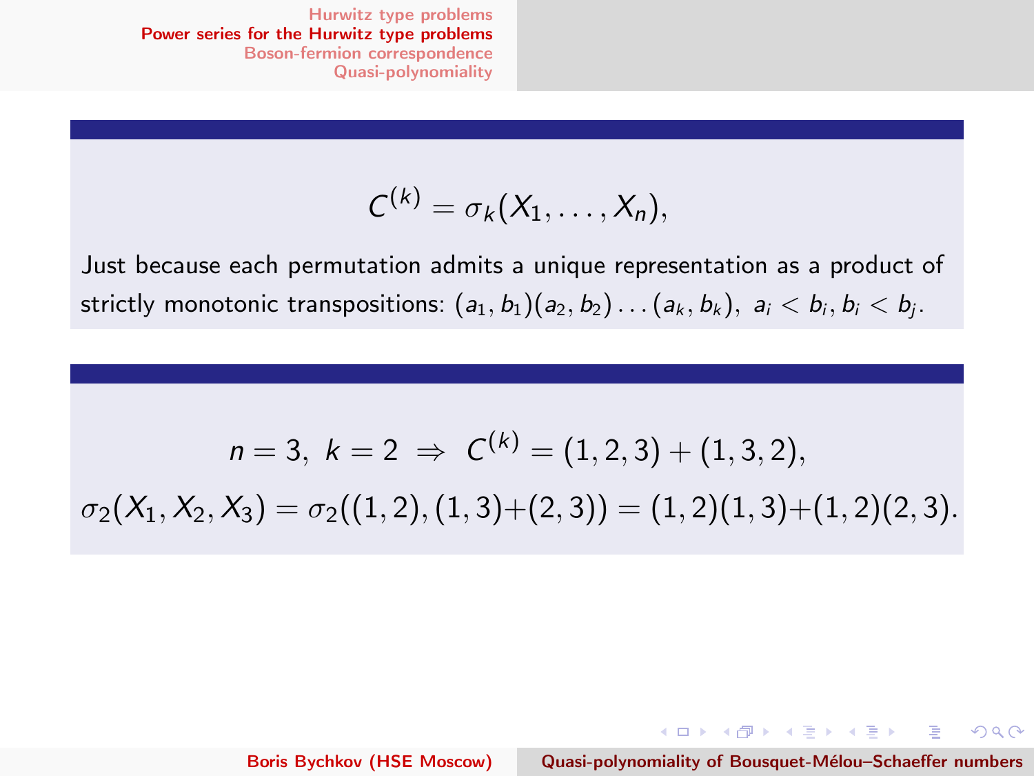$$C^{(k)} = \sigma_k(X_1, \ldots, X_n),$$

Just because each permutation admits a unique representation as a product of strictly monotonic transpositions: $(a_1, b_1)(a_2, b_2)\ldots(a_k, b_k),\ a_i < b_i, b_i < b_j$.

$$n = 3,\ k = 2\ \Rightarrow\ C^{(k)} = (1,2,3) + (1,3,2),$$

$$\sigma_2(X_1, X_2, X_3) = \sigma_2((1,2),(1,3)+(2,3)) = (1,2)(1,3)+(1,2)(2,3).$$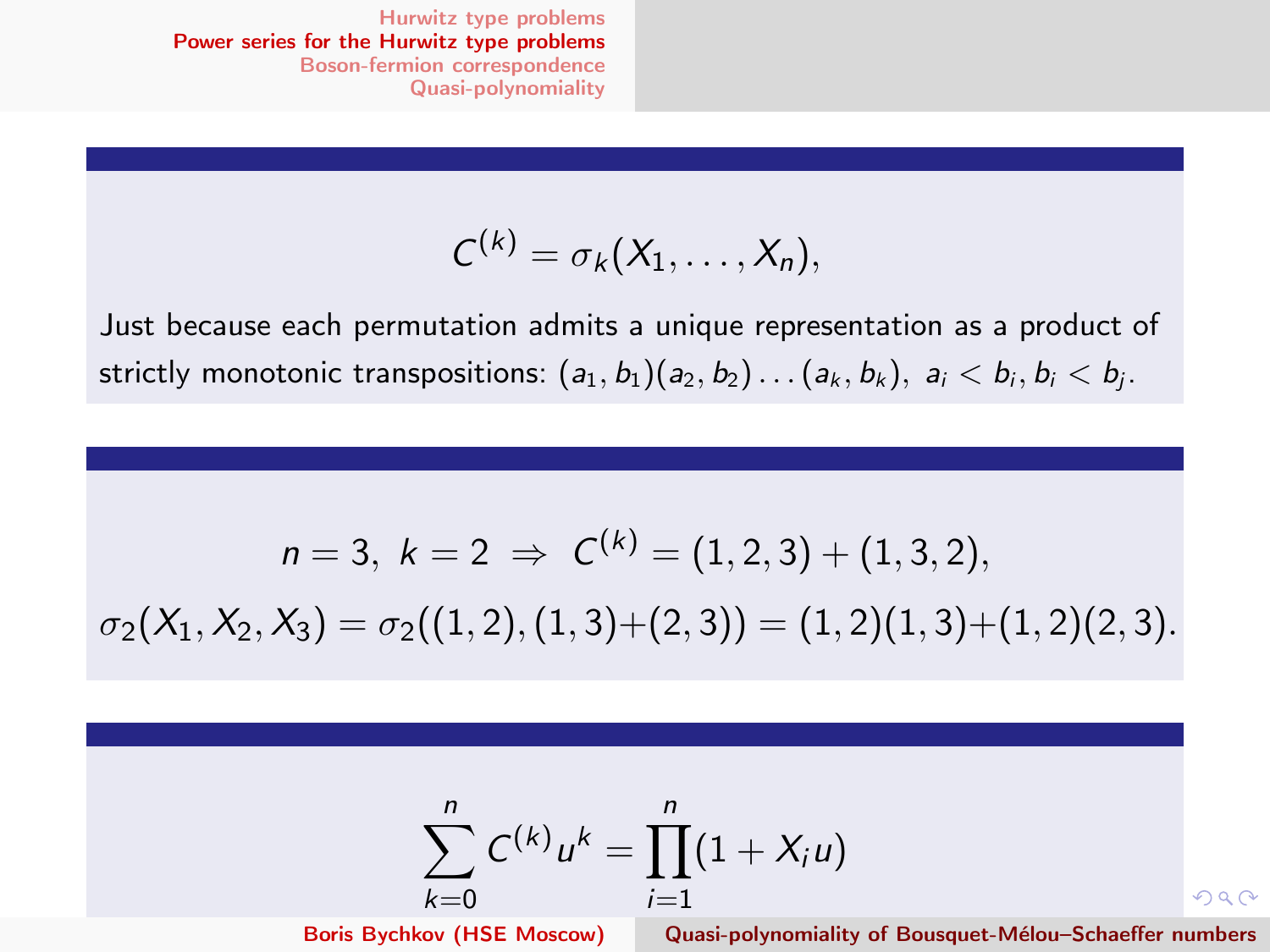$$C^{(k)} = \sigma_k(X_1, \ldots, X_n),$$

Just because each permutation admits a unique representation as a product of strictly monotonic transpositions: $(a_1, b_1)(a_2, b_2)\ldots(a_k, b_k),\ a_i < b_i, b_i < b_j$.

$$n = 3,\ k = 2\ \Rightarrow\ C^{(k)} = (1,2,3) + (1,3,2),$$

$$\sigma_2(X_1, X_2, X_3) = \sigma_2((1,2),(1,3)+(2,3)) = (1,2)(1,3)+(1,2)(2,3).$$

$$\sum_{k=0}^{n} C^{(k)} u^k = \prod_{i=1}^{n}(1 + X_i u)$$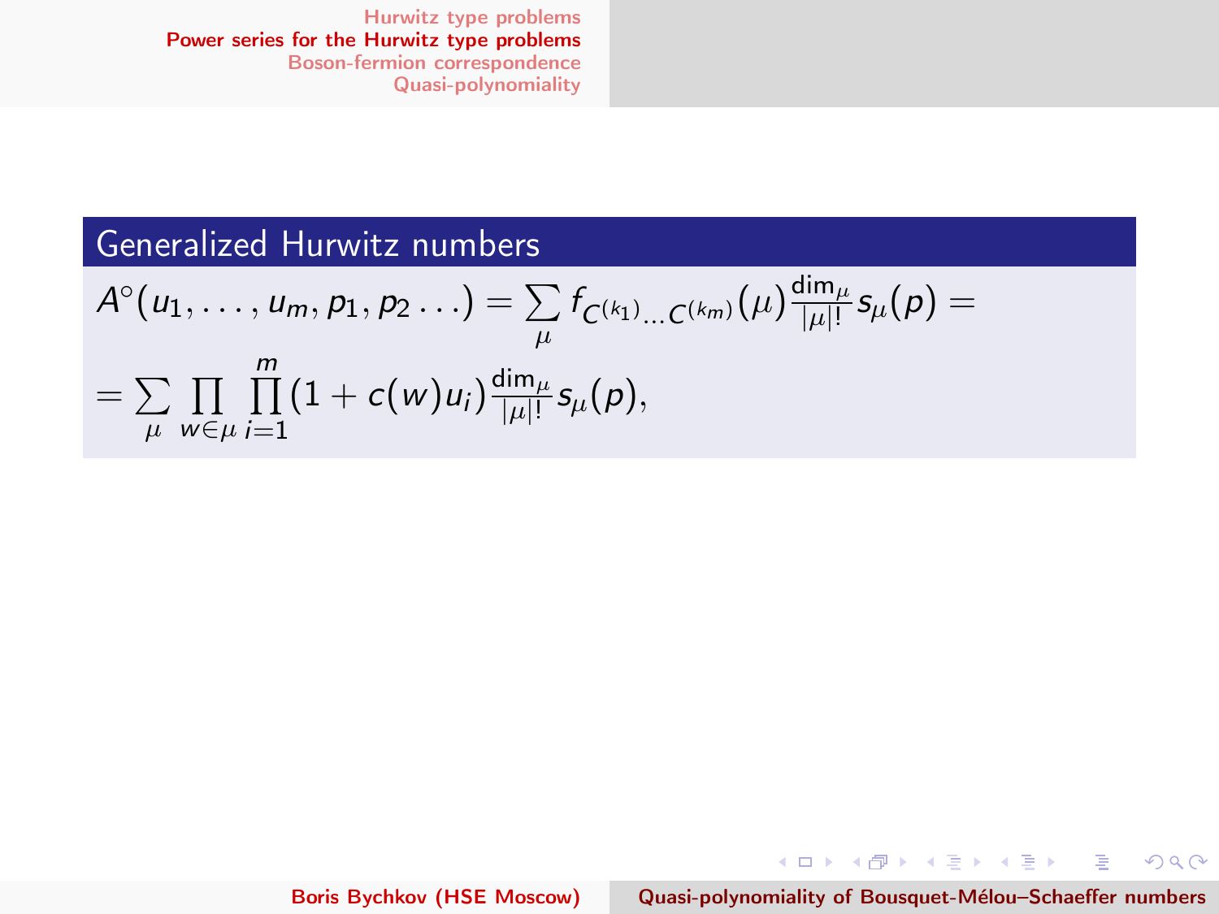## Generalized Hurwitz numbers

$$A^{\circ}(u_1, \ldots, u_m, p_1, p_2 \ldots) = \sum_{\mu} f_{C^{(k_1)} \ldots C^{(k_m)}}(\mu) \frac{\dim_\mu}{|\mu|!} s_\mu(p) =$$

$$= \sum_{\mu} \prod_{w \in \mu} \prod_{i=1}^{m} (1 + c(w) u_i) \frac{\dim_\mu}{|\mu|!} s_\mu(p),$$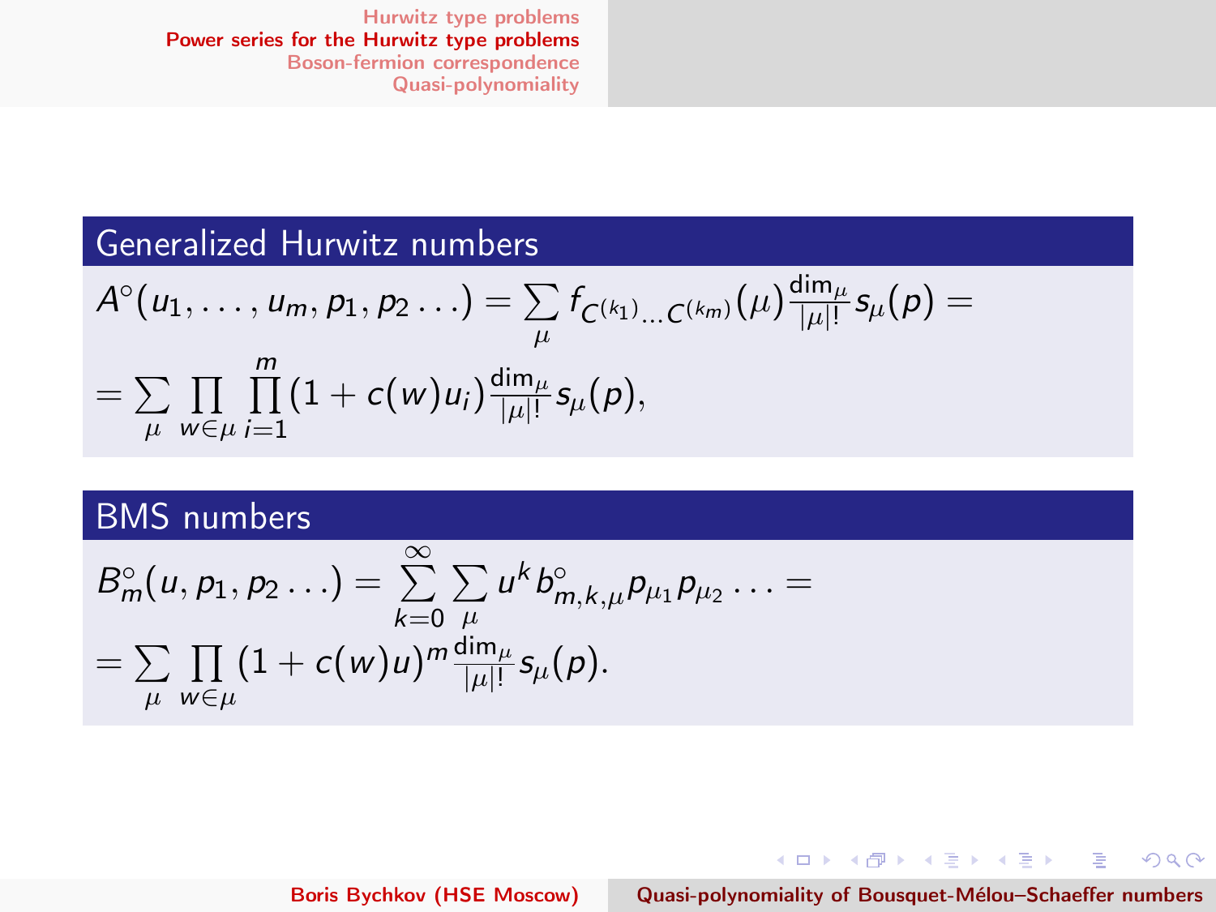## Generalized Hurwitz numbers

$$A^\circ(u_1,\ldots,u_m,p_1,p_2\ldots)=\sum_\mu f_{C^{(k_1)}\ldots C^{(k_m)}}(\mu)\frac{\dim_\mu}{|\mu|!}s_\mu(p)=$$

$$=\sum_\mu\prod_{w\in\mu}\prod_{i=1}^m(1+c(w)u_i)\frac{\dim_\mu}{|\mu|!}s_\mu(p),$$

## BMS numbers

$$B_m^\circ(u,p_1,p_2\ldots)=\sum_{k=0}^\infty\sum_\mu u^k b^\circ_{m,k,\mu}p_{\mu_1}p_{\mu_2}\ldots=$$

$$=\sum_\mu\prod_{w\in\mu}(1+c(w)u)^m\frac{\dim_\mu}{|\mu|!}s_\mu(p).$$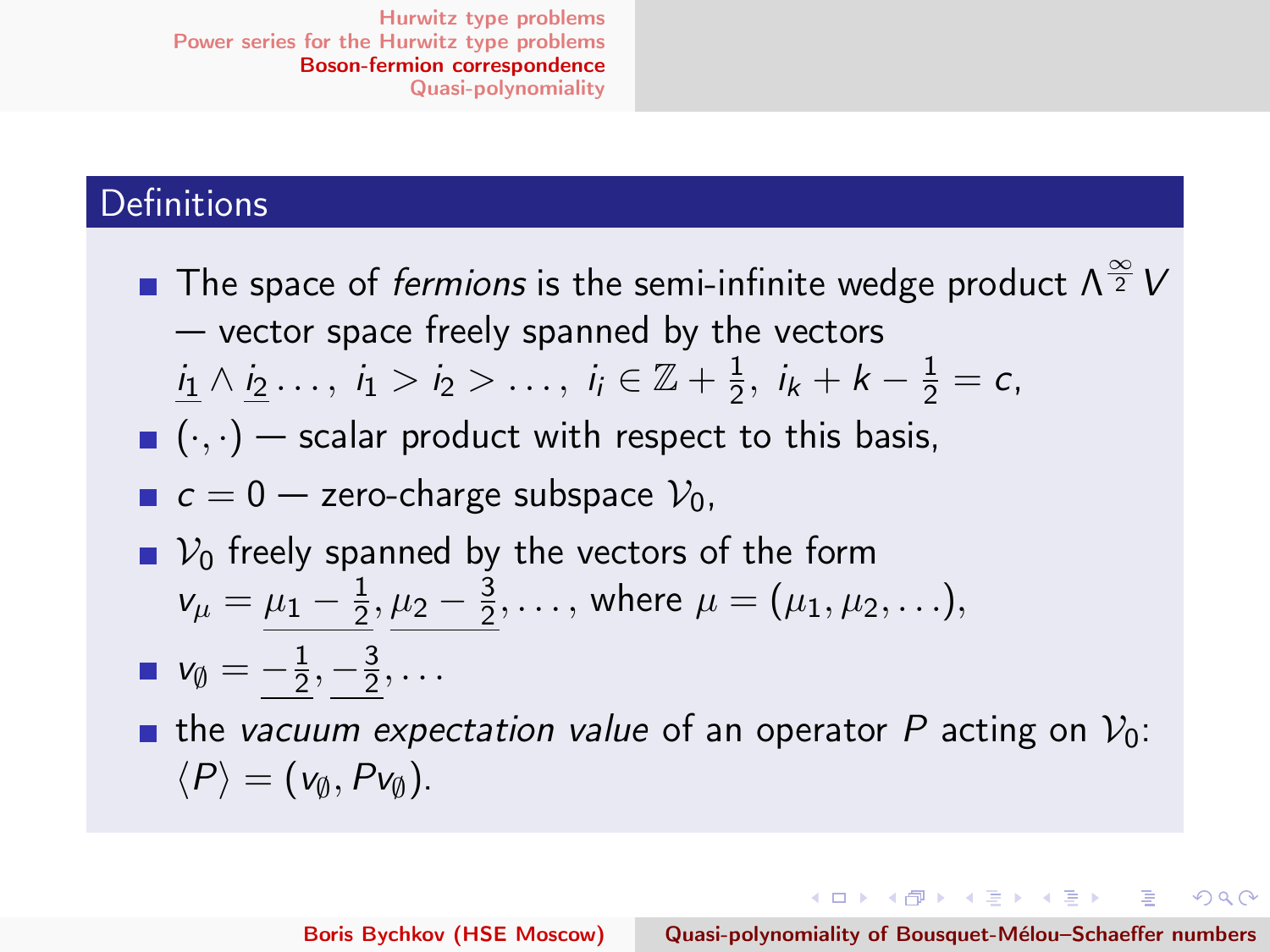## Definitions

- The space of *fermions* is the semi-infinite wedge product $\Lambda^{\frac{\infty}{2}} V$ — vector space freely spanned by the vectors $\underline{i_1} \wedge \underline{i_2} \ldots, \; i_1 > i_2 > \ldots, \; i_i \in \mathbb{Z} + \frac{1}{2}, \; i_k + k - \frac{1}{2} = c,$
- $(\cdot, \cdot)$ — scalar product with respect to this basis,
- $c = 0$ — zero-charge subspace $\mathcal{V}_0$,
- $\mathcal{V}_0$ freely spanned by the vectors of the form $v_\mu = \underline{\mu_1 - \frac{1}{2}}, \underline{\mu_2 - \frac{3}{2}}, \ldots$, where $\mu = (\mu_1, \mu_2, \ldots)$,
- $v_\emptyset = \underline{-\frac{1}{2}}, \underline{-\frac{3}{2}}, \ldots$
- the *vacuum expectation value* of an operator $P$ acting on $\mathcal{V}_0$: $\langle P \rangle = (v_\emptyset, P v_\emptyset)$.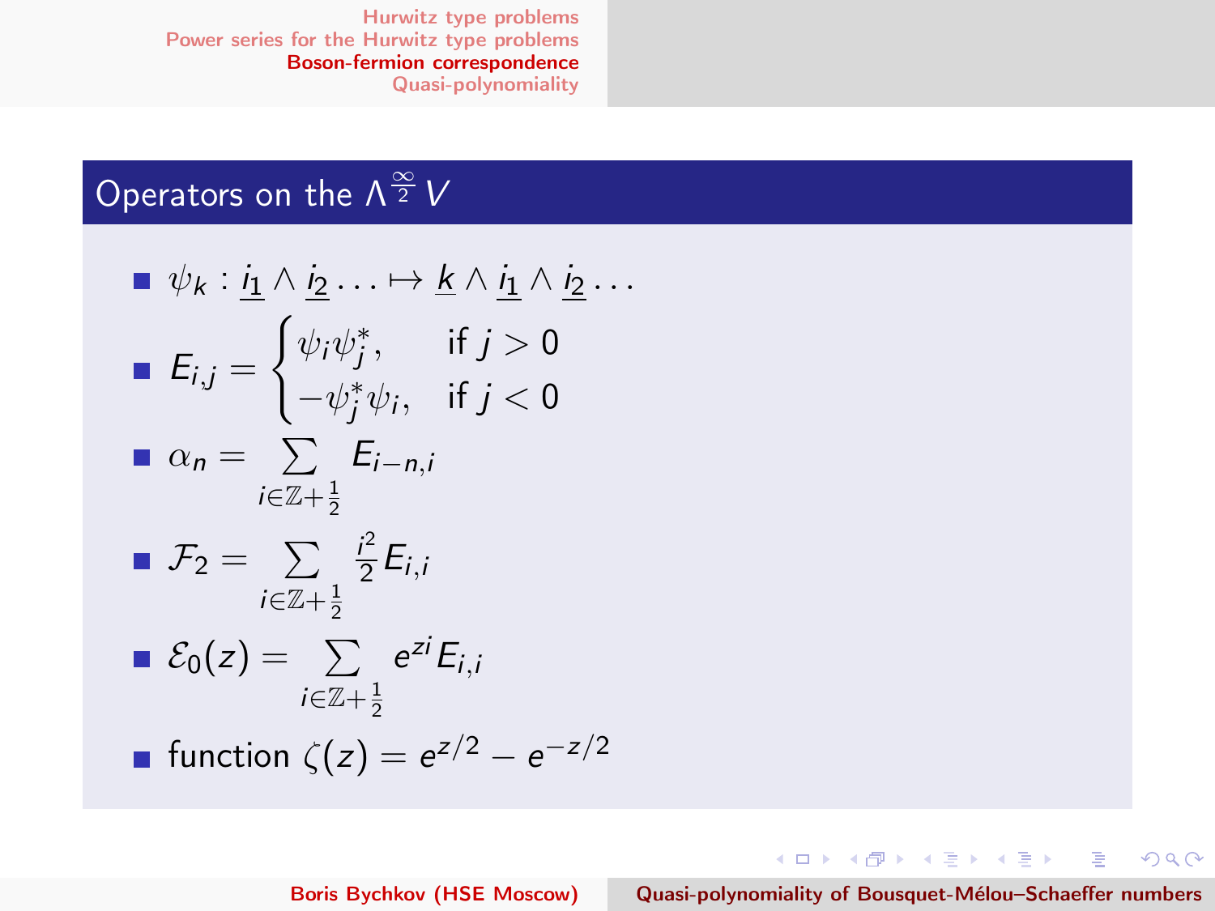## Operators on the $\Lambda^{\frac{\infty}{2}} V$

- $\psi_k : \underline{i_1} \wedge \underline{i_2} \ldots \mapsto \underline{k} \wedge \underline{i_1} \wedge \underline{i_2} \ldots$
- $E_{i,j} = \begin{cases} \psi_i \psi_j^*, & \text{if } j > 0 \\ -\psi_j^* \psi_i, & \text{if } j < 0 \end{cases}$
- $\alpha_n = \sum_{i \in \mathbb{Z}+\frac{1}{2}} E_{i-n,i}$
- $\mathcal{F}_2 = \sum_{i \in \mathbb{Z}+\frac{1}{2}} \frac{i^2}{2} E_{i,i}$
- $\mathcal{E}_0(z) = \sum_{i \in \mathbb{Z}+\frac{1}{2}} e^{zi} E_{i,i}$
- function $\zeta(z) = e^{z/2} - e^{-z/2}$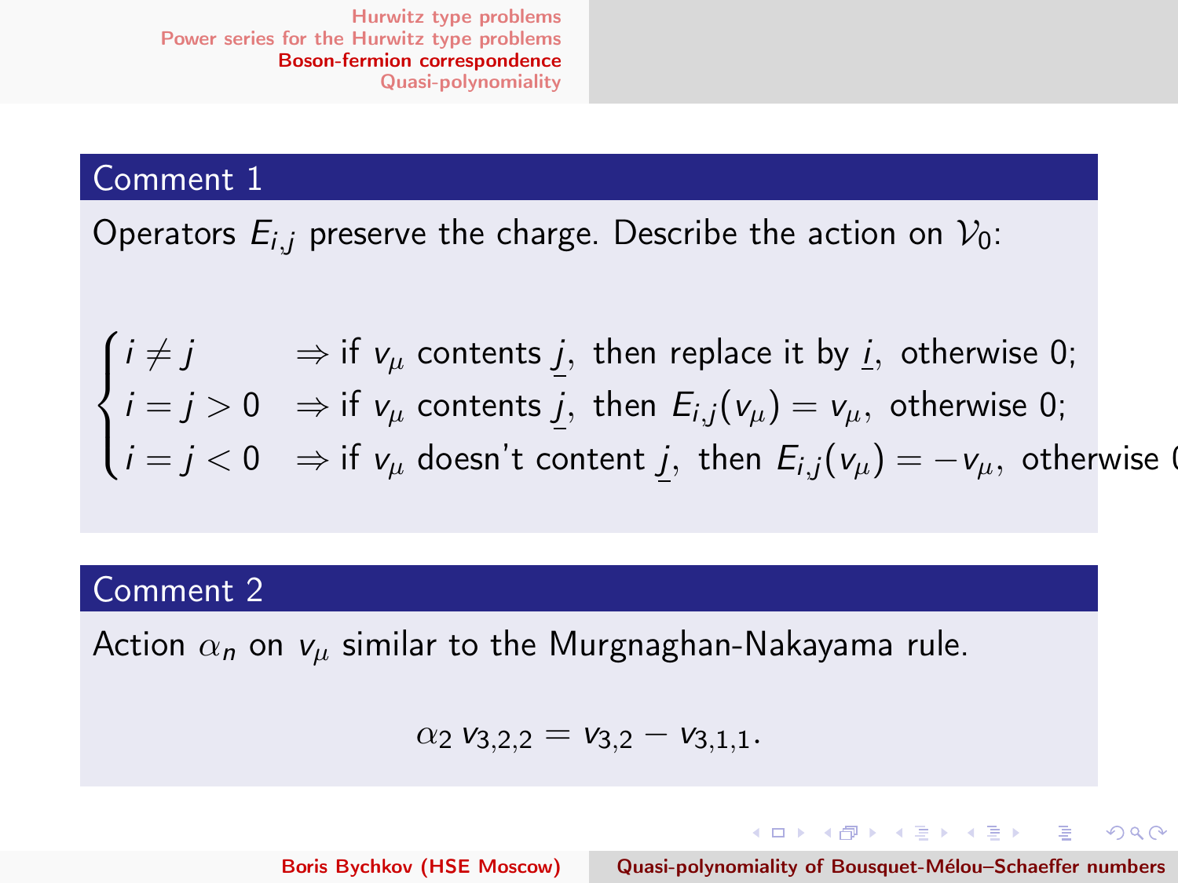## Comment 1

Operators $E_{i,j}$ preserve the charge. Describe the action on $\mathcal{V}_0$:

$$\begin{cases} i \neq j & \Rightarrow \text{if } v_\mu \text{ contents } \underline{j}, \text{ then replace it by } \underline{i}, \text{ otherwise } 0; \\ i = j > 0 & \Rightarrow \text{if } v_\mu \text{ contents } \underline{j}, \text{ then } E_{i,j}(v_\mu) = v_\mu, \text{ otherwise } 0; \\ i = j < 0 & \Rightarrow \text{if } v_\mu \text{ doesn't content } \underline{j}, \text{ then } E_{i,j}(v_\mu) = -v_\mu, \text{ otherwise } 0 \end{cases}$$

## Comment 2

Action $\alpha_n$ on $v_\mu$ similar to the Murgnaghan-Nakayama rule.

$$\alpha_2 \, v_{3,2,2} = v_{3,2} - v_{3,1,1}.$$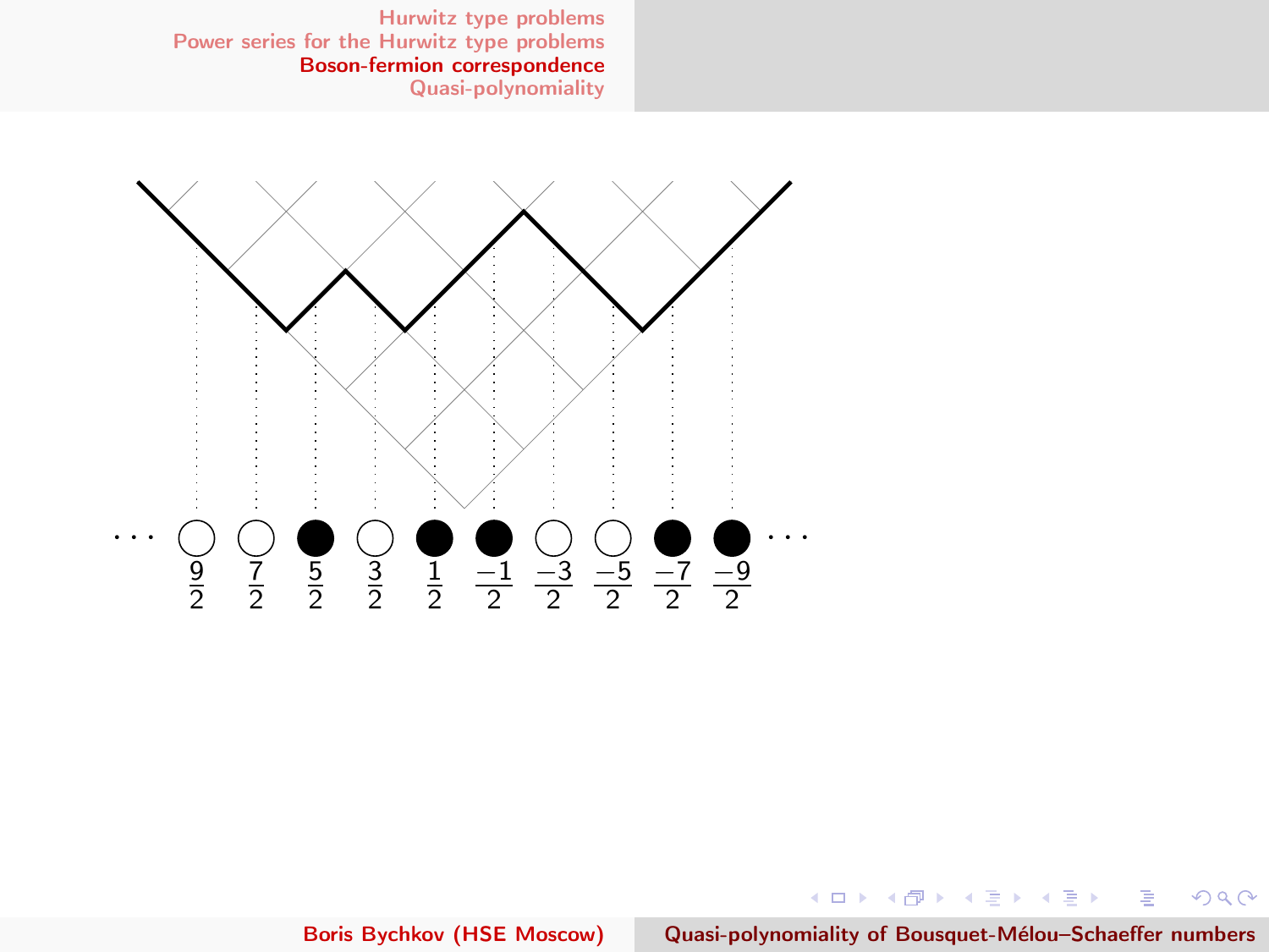$$\cdots \quad \frac{9}{2} \quad \frac{7}{2} \quad \frac{5}{2} \quad \frac{3}{2} \quad \frac{1}{2} \quad \frac{-1}{2} \quad \frac{-3}{2} \quad \frac{-5}{2} \quad \frac{-7}{2} \quad \frac{-9}{2} \quad \cdots$$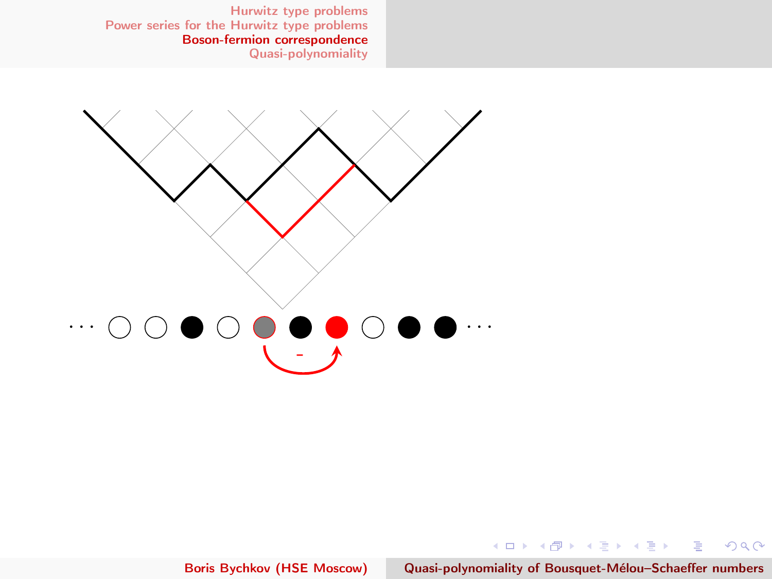$\cdots$ $\cdots$

–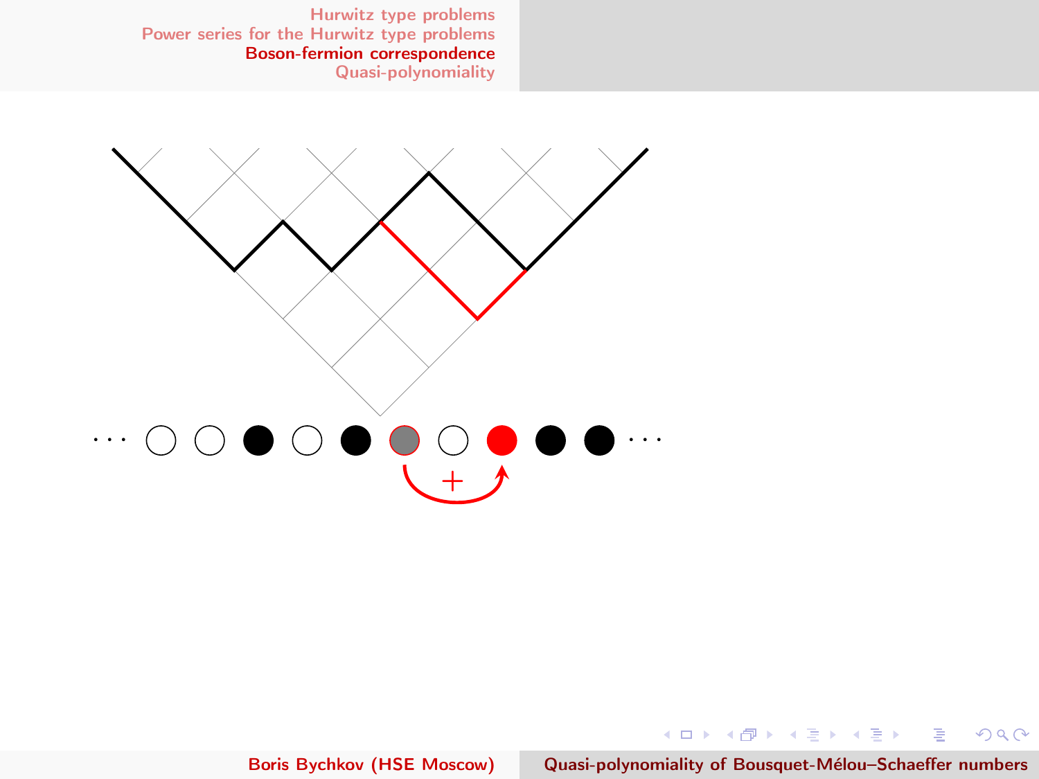$\cdots$ $\quad\cdots$

$+$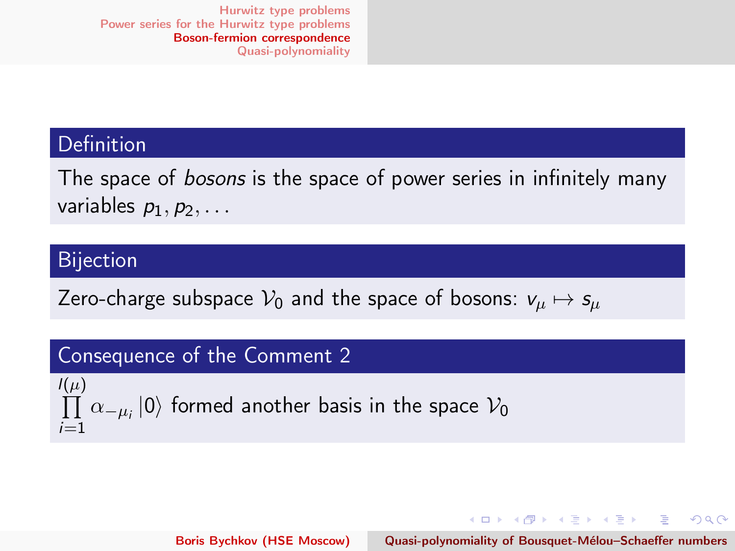### Definition

The space of *bosons* is the space of power series in infinitely many variables $p_1, p_2, \ldots$

### Bijection

Zero-charge subspace $\mathcal{V}_0$ and the space of bosons: $v_\mu \mapsto s_\mu$

### Consequence of the Comment 2

$\prod_{i=1}^{l(\mu)} \alpha_{-\mu_i} |0\rangle$ formed another basis in the space $\mathcal{V}_0$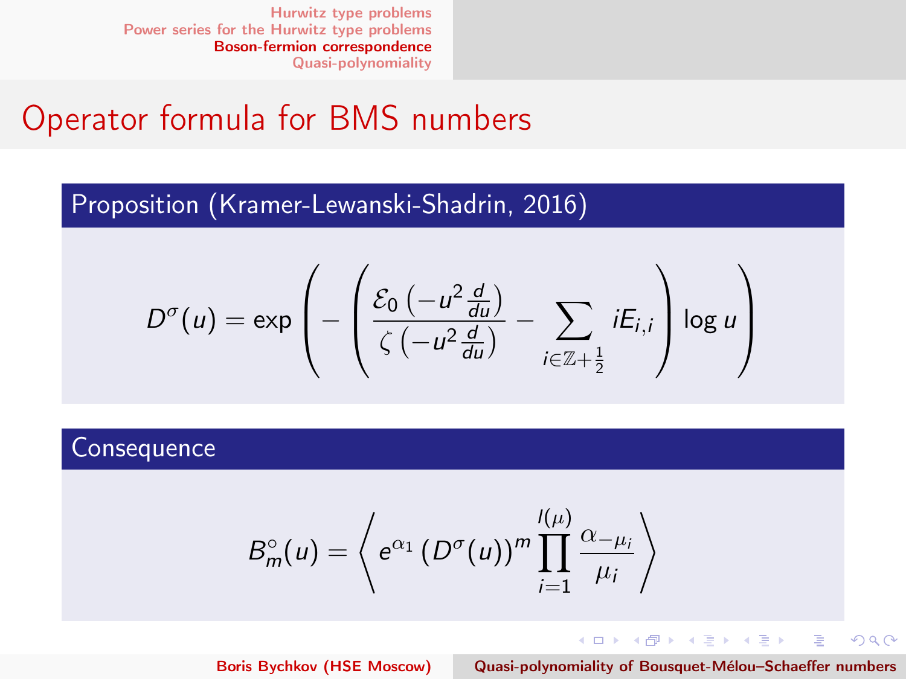# Operator formula for BMS numbers

## Proposition (Kramer-Lewanski-Shadrin, 2016)

$$D^{\sigma}(u) = \exp\left(-\left(\frac{\mathcal{E}_0\left(-u^2\frac{d}{du}\right)}{\zeta\left(-u^2\frac{d}{du}\right)} - \sum_{i\in\mathbb{Z}+\frac{1}{2}} iE_{i,i}\right)\log u\right)$$

## Consequence

$$B_m^{\circ}(u) = \left\langle e^{\alpha_1}\left(D^{\sigma}(u)\right)^m \prod_{i=1}^{l(\mu)} \frac{\alpha_{-\mu_i}}{\mu_i}\right\rangle$$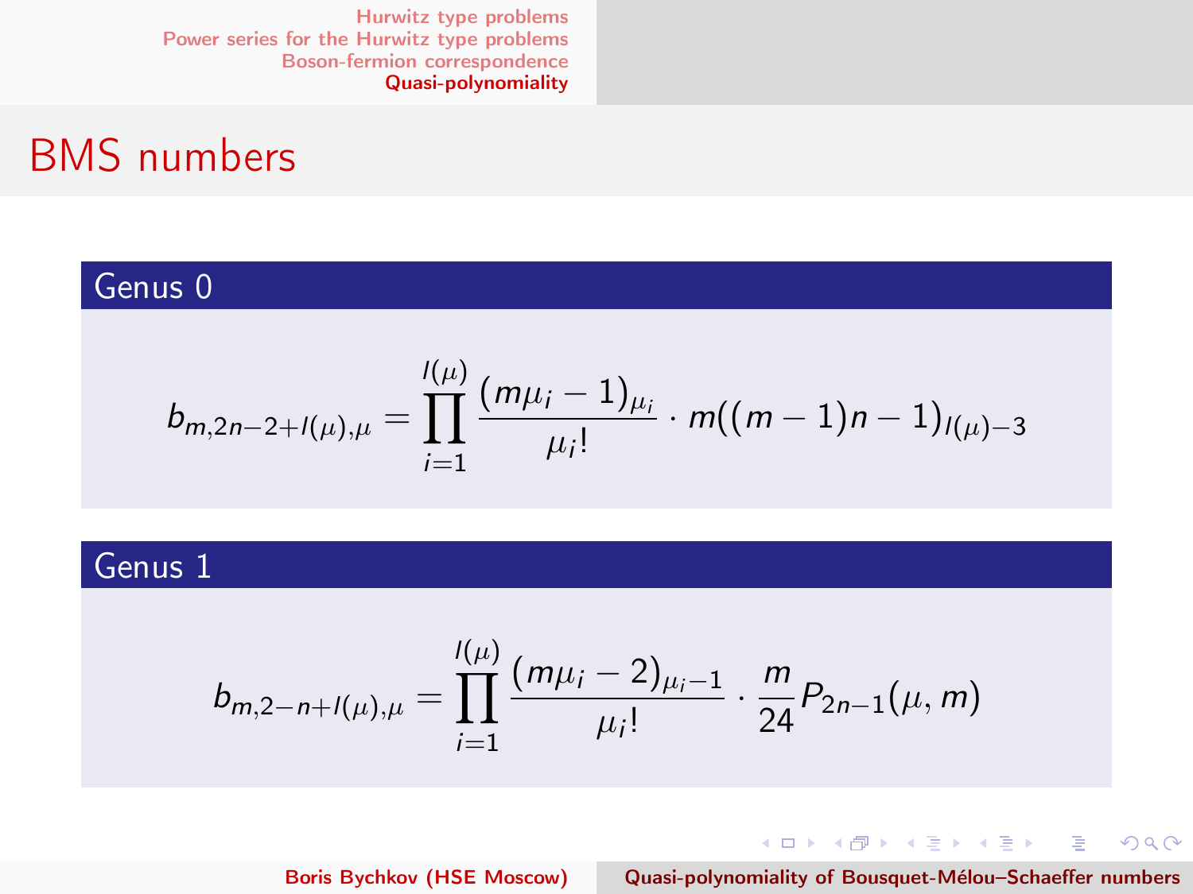# BMS numbers

### Genus 0

$$b_{m,2n-2+l(\mu),\mu} = \prod_{i=1}^{l(\mu)} \frac{(m\mu_i - 1)_{\mu_i}}{\mu_i!} \cdot m((m-1)n-1)_{l(\mu)-3}$$

### Genus 1

$$b_{m,2-n+l(\mu),\mu} = \prod_{i=1}^{l(\mu)} \frac{(m\mu_i - 2)_{\mu_i-1}}{\mu_i!} \cdot \frac{m}{24} P_{2n-1}(\mu, m)$$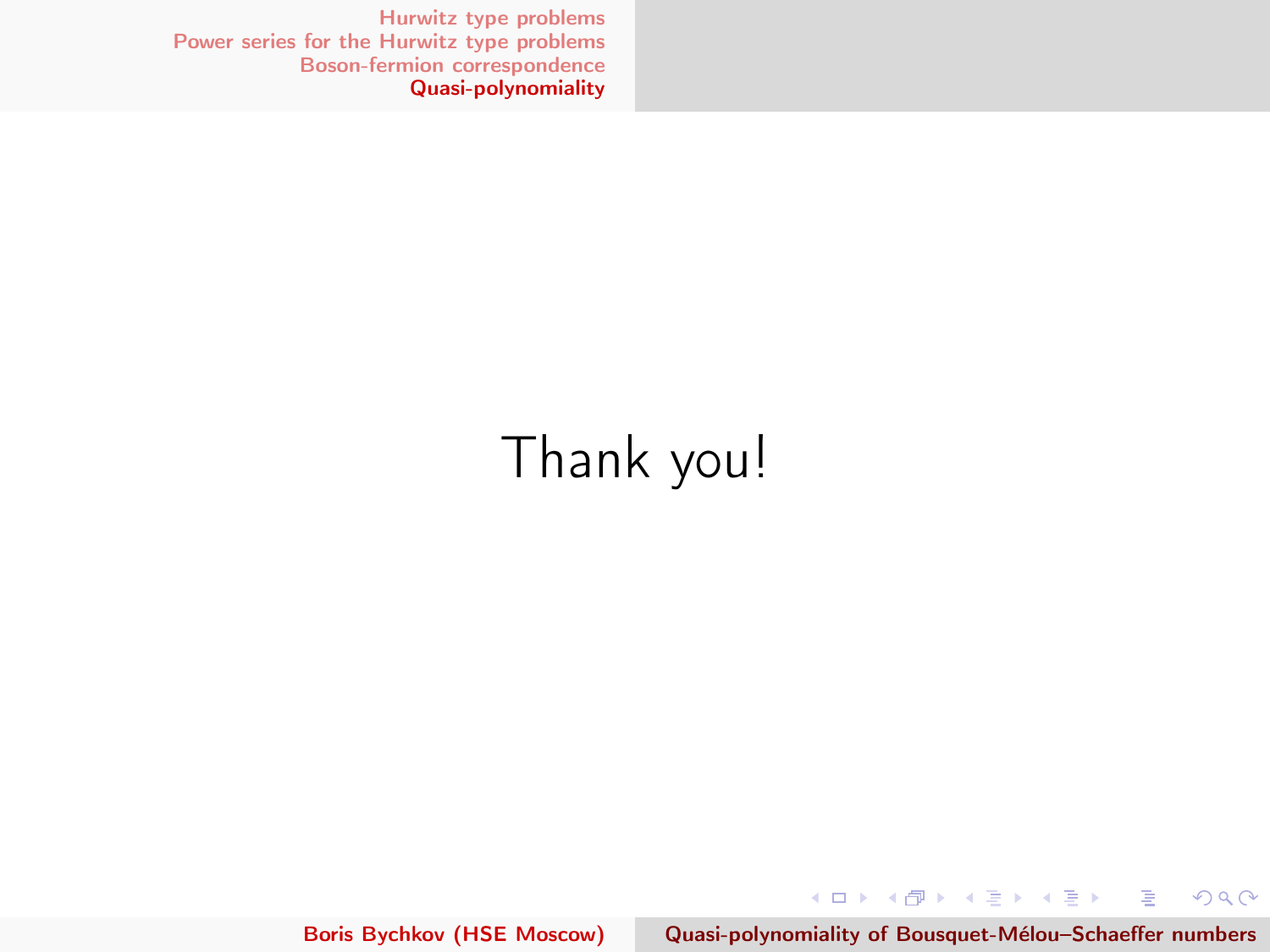Thank you!